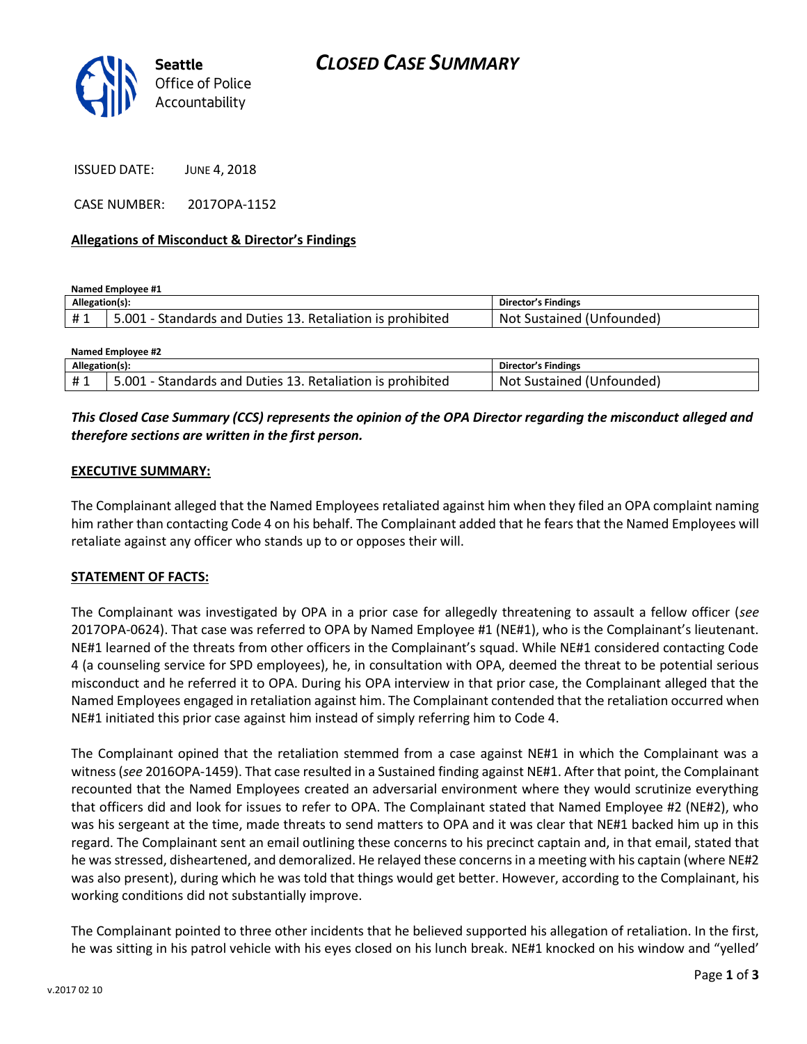# CLOSED CASE SUMMARY

Seattle Office of Police Accountability

ISSUED DATE: JUNE 4, 2018

CASE NUMBER: 2017OPA-1152

**Allegations of Misconduct & Director's Findings**

**Named Employee #1**

| Allegation(s): | | Director's Findings |
|---|---|---|
| # 1 | 5.001 - Standards and Duties 13. Retaliation is prohibited | Not Sustained (Unfounded) |

**Named Employee #2**

| Allegation(s): | | Director's Findings |
|---|---|---|
| # 1 | 5.001 - Standards and Duties 13. Retaliation is prohibited | Not Sustained (Unfounded) |

***This Closed Case Summary (CCS) represents the opinion of the OPA Director regarding the misconduct alleged and therefore sections are written in the first person.***

**EXECUTIVE SUMMARY:**

The Complainant alleged that the Named Employees retaliated against him when they filed an OPA complaint naming him rather than contacting Code 4 on his behalf. The Complainant added that he fears that the Named Employees will retaliate against any officer who stands up to or opposes their will.

**STATEMENT OF FACTS:**

The Complainant was investigated by OPA in a prior case for allegedly threatening to assault a fellow officer (*see* 2017OPA-0624). That case was referred to OPA by Named Employee #1 (NE#1), who is the Complainant's lieutenant. NE#1 learned of the threats from other officers in the Complainant's squad. While NE#1 considered contacting Code 4 (a counseling service for SPD employees), he, in consultation with OPA, deemed the threat to be potential serious misconduct and he referred it to OPA. During his OPA interview in that prior case, the Complainant alleged that the Named Employees engaged in retaliation against him. The Complainant contended that the retaliation occurred when NE#1 initiated this prior case against him instead of simply referring him to Code 4.

The Complainant opined that the retaliation stemmed from a case against NE#1 in which the Complainant was a witness (*see* 2016OPA-1459). That case resulted in a Sustained finding against NE#1. After that point, the Complainant recounted that the Named Employees created an adversarial environment where they would scrutinize everything that officers did and look for issues to refer to OPA. The Complainant stated that Named Employee #2 (NE#2), who was his sergeant at the time, made threats to send matters to OPA and it was clear that NE#1 backed him up in this regard. The Complainant sent an email outlining these concerns to his precinct captain and, in that email, stated that he was stressed, disheartened, and demoralized. He relayed these concerns in a meeting with his captain (where NE#2 was also present), during which he was told that things would get better. However, according to the Complainant, his working conditions did not substantially improve.

The Complainant pointed to three other incidents that he believed supported his allegation of retaliation. In the first, he was sitting in his patrol vehicle with his eyes closed on his lunch break. NE#1 knocked on his window and "yelled'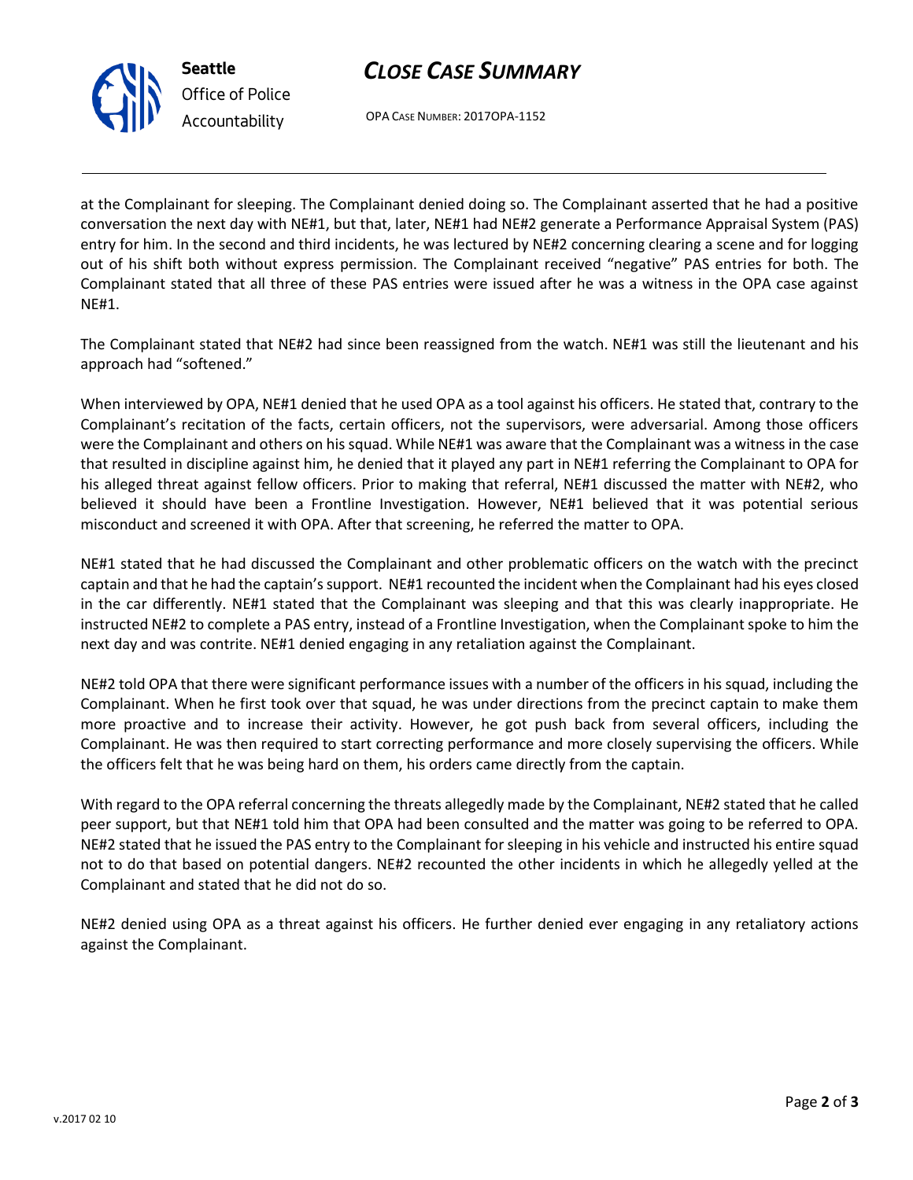at the Complainant for sleeping. The Complainant denied doing so. The Complainant asserted that he had a positive conversation the next day with NE#1, but that, later, NE#1 had NE#2 generate a Performance Appraisal System (PAS) entry for him. In the second and third incidents, he was lectured by NE#2 concerning clearing a scene and for logging out of his shift both without express permission. The Complainant received "negative" PAS entries for both. The Complainant stated that all three of these PAS entries were issued after he was a witness in the OPA case against NE#1.

The Complainant stated that NE#2 had since been reassigned from the watch. NE#1 was still the lieutenant and his approach had "softened."

When interviewed by OPA, NE#1 denied that he used OPA as a tool against his officers. He stated that, contrary to the Complainant's recitation of the facts, certain officers, not the supervisors, were adversarial. Among those officers were the Complainant and others on his squad. While NE#1 was aware that the Complainant was a witness in the case that resulted in discipline against him, he denied that it played any part in NE#1 referring the Complainant to OPA for his alleged threat against fellow officers. Prior to making that referral, NE#1 discussed the matter with NE#2, who believed it should have been a Frontline Investigation. However, NE#1 believed that it was potential serious misconduct and screened it with OPA. After that screening, he referred the matter to OPA.

NE#1 stated that he had discussed the Complainant and other problematic officers on the watch with the precinct captain and that he had the captain's support. NE#1 recounted the incident when the Complainant had his eyes closed in the car differently. NE#1 stated that the Complainant was sleeping and that this was clearly inappropriate. He instructed NE#2 to complete a PAS entry, instead of a Frontline Investigation, when the Complainant spoke to him the next day and was contrite. NE#1 denied engaging in any retaliation against the Complainant.

NE#2 told OPA that there were significant performance issues with a number of the officers in his squad, including the Complainant. When he first took over that squad, he was under directions from the precinct captain to make them more proactive and to increase their activity. However, he got push back from several officers, including the Complainant. He was then required to start correcting performance and more closely supervising the officers. While the officers felt that he was being hard on them, his orders came directly from the captain.

With regard to the OPA referral concerning the threats allegedly made by the Complainant, NE#2 stated that he called peer support, but that NE#1 told him that OPA had been consulted and the matter was going to be referred to OPA. NE#2 stated that he issued the PAS entry to the Complainant for sleeping in his vehicle and instructed his entire squad not to do that based on potential dangers. NE#2 recounted the other incidents in which he allegedly yelled at the Complainant and stated that he did not do so.

NE#2 denied using OPA as a threat against his officers. He further denied ever engaging in any retaliatory actions against the Complainant.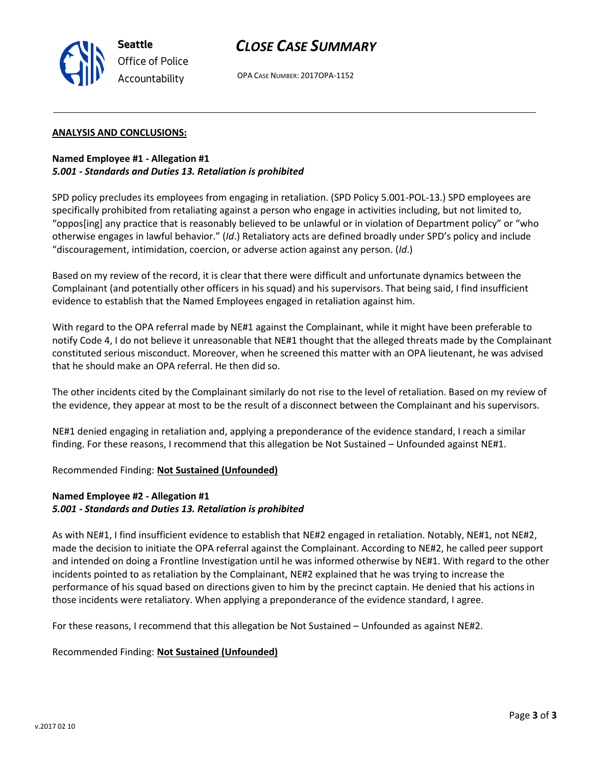## ANALYSIS AND CONCLUSIONS:

**Named Employee #1 - Allegation #1**
***5.001 - Standards and Duties 13. Retaliation is prohibited***

SPD policy precludes its employees from engaging in retaliation. (SPD Policy 5.001-POL-13.) SPD employees are specifically prohibited from retaliating against a person who engage in activities including, but not limited to, "oppos[ing] any practice that is reasonably believed to be unlawful or in violation of Department policy" or "who otherwise engages in lawful behavior." (*Id*.) Retaliatory acts are defined broadly under SPD's policy and include "discouragement, intimidation, coercion, or adverse action against any person. (*Id*.)

Based on my review of the record, it is clear that there were difficult and unfortunate dynamics between the Complainant (and potentially other officers in his squad) and his supervisors. That being said, I find insufficient evidence to establish that the Named Employees engaged in retaliation against him.

With regard to the OPA referral made by NE#1 against the Complainant, while it might have been preferable to notify Code 4, I do not believe it unreasonable that NE#1 thought that the alleged threats made by the Complainant constituted serious misconduct. Moreover, when he screened this matter with an OPA lieutenant, he was advised that he should make an OPA referral. He then did so.

The other incidents cited by the Complainant similarly do not rise to the level of retaliation. Based on my review of the evidence, they appear at most to be the result of a disconnect between the Complainant and his supervisors.

NE#1 denied engaging in retaliation and, applying a preponderance of the evidence standard, I reach a similar finding. For these reasons, I recommend that this allegation be Not Sustained – Unfounded against NE#1.

Recommended Finding: **Not Sustained (Unfounded)**

**Named Employee #2 - Allegation #1**
***5.001 - Standards and Duties 13. Retaliation is prohibited***

As with NE#1, I find insufficient evidence to establish that NE#2 engaged in retaliation. Notably, NE#1, not NE#2, made the decision to initiate the OPA referral against the Complainant. According to NE#2, he called peer support and intended on doing a Frontline Investigation until he was informed otherwise by NE#1. With regard to the other incidents pointed to as retaliation by the Complainant, NE#2 explained that he was trying to increase the performance of his squad based on directions given to him by the precinct captain. He denied that his actions in those incidents were retaliatory. When applying a preponderance of the evidence standard, I agree.

For these reasons, I recommend that this allegation be Not Sustained – Unfounded as against NE#2.

Recommended Finding: **Not Sustained (Unfounded)**